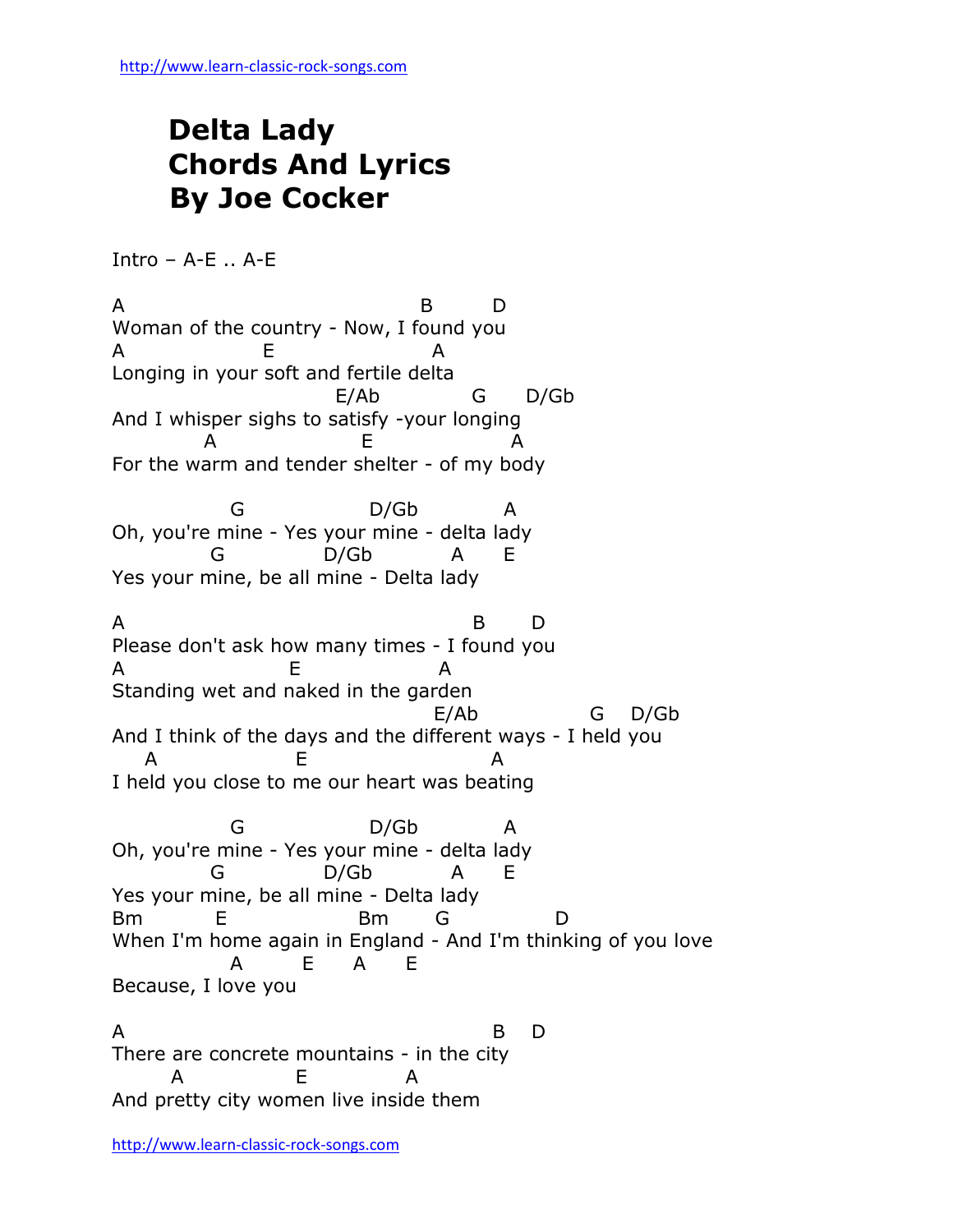# Delta Lady
# Chords And Lyrics
# By Joe Cocker

Intro – A-E .. A-E

```
A                                    B       D
Woman of the country - Now, I found you
A                   E                  A
Longing in your soft and fertile delta
                              E/Ab            G      D/Gb
And I whisper sighs to satisfy -your longing
            A                  E                  A
For the warm and tender shelter - of my body

               G                  D/Gb            A
Oh, you're mine - Yes your mine - delta lady
             G              D/Gb           A      E
Yes your mine, be all mine - Delta lady

A                                              B      D
Please don't ask how many times - I found you
A                         E                  A
Standing wet and naked in the garden
                                          E/Ab               G     D/Gb
And I think of the days and the different ways - I held you
    A                     E                        A
I held you close to me our heart was beating

               G                  D/Gb            A
Oh, you're mine - Yes your mine - delta lady
             G              D/Gb           A      E
Yes your mine, be all mine - Delta lady
Bm            E                   Bm       G               D
When I'm home again in England - And I'm thinking of you love
               A        E      A      E
Because, I love you

A                                                 B     D
There are concrete mountains - in the city
        A                E              A
And pretty city women live inside them
```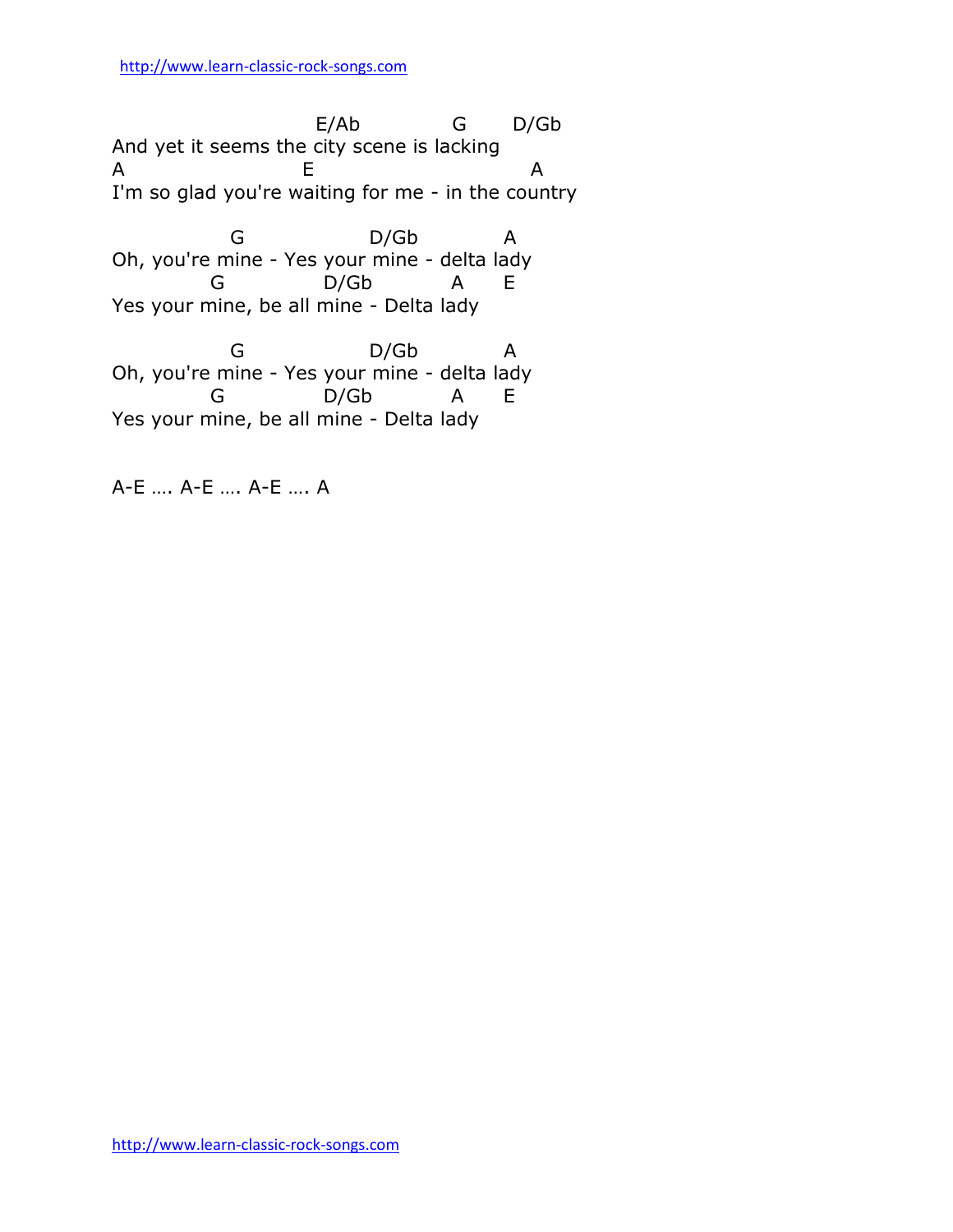```
                        E/Ab            G       D/Gb
And yet it seems the city scene is lacking
A                     E                           A
I'm so glad you're waiting for me - in the country

              G                 D/Gb           A
Oh, you're mine - Yes your mine - delta lady
            G             D/Gb          A     E
Yes your mine, be all mine - Delta lady

              G                 D/Gb           A
Oh, you're mine - Yes your mine - delta lady
            G             D/Gb          A     E
Yes your mine, be all mine - Delta lady
```

A-E …. A-E …. A-E …. A